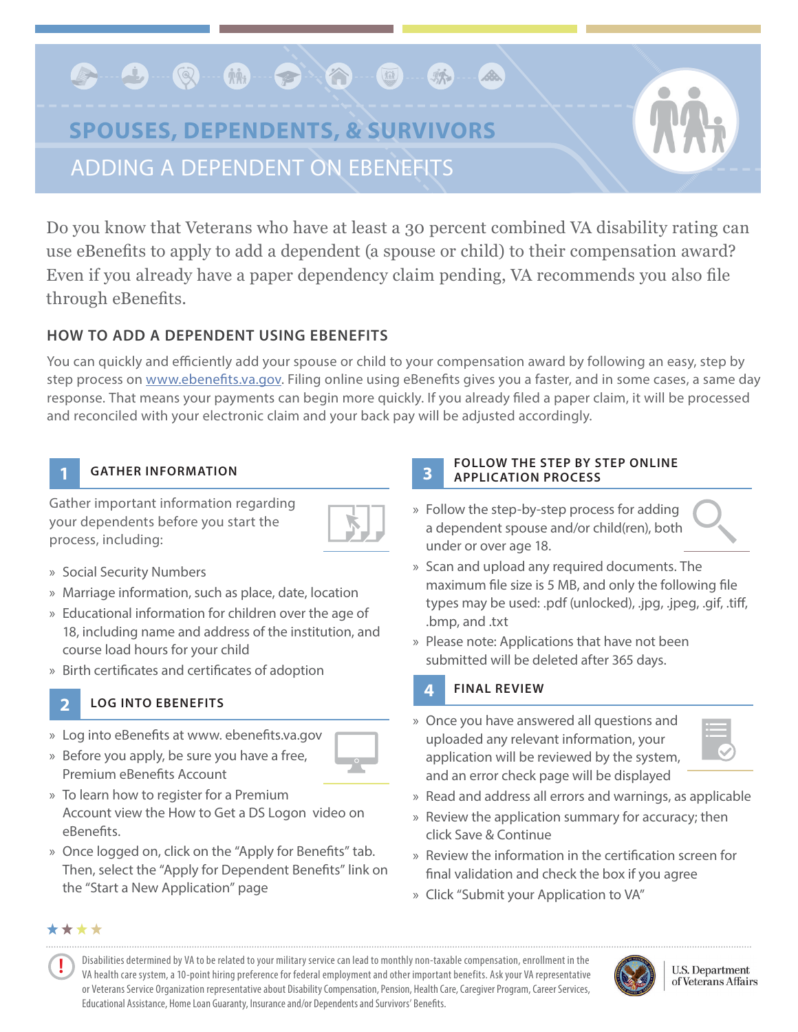# SPOUSES, DEPENDENTS, & SURVIVORS

## ADDING A DEPENDENT ON EBENEFITS

Do you know that Veterans who have at least a 30 percent combined VA disability rating can use eBenefits to apply to add a dependent (a spouse or child) to their compensation award? Even if you already have a paper dependency claim pending, VA recommends you also file through eBenefits.

### HOW TO ADD A DEPENDENT USING EBENEFITS

You can quickly and efficiently add your spouse or child to your compensation award by following an easy, step by step process on www.ebenefits.va.gov. Filing online using eBenefits gives you a faster, and in some cases, a same day response. That means your payments can begin more quickly. If you already filed a paper claim, it will be processed and reconciled with your electronic claim and your back pay will be adjusted accordingly.

### 1 GATHER INFORMATION

Gather important information regarding your dependents before you start the process, including:

- Social Security Numbers
- Marriage information, such as place, date, location
- Educational information for children over the age of 18, including name and address of the institution, and course load hours for your child
- Birth certificates and certificates of adoption

### 2 LOG INTO EBENEFITS

- Log into eBenefits at www. ebenefits.va.gov
- Before you apply, be sure you have a free, Premium eBenefits Account
- To learn how to register for a Premium Account view the How to Get a DS Logon video on eBenefits.
- Once logged on, click on the "Apply for Benefits" tab. Then, select the "Apply for Dependent Benefits" link on the "Start a New Application" page

### 3 FOLLOW THE STEP BY STEP ONLINE APPLICATION PROCESS

- Follow the step-by-step process for adding a dependent spouse and/or child(ren), both under or over age 18.
- Scan and upload any required documents. The maximum file size is 5 MB, and only the following file types may be used: .pdf (unlocked), .jpg, .jpeg, .gif, .tiff, .bmp, and .txt
- Please note: Applications that have not been submitted will be deleted after 365 days.

### 4 FINAL REVIEW

- Once you have answered all questions and uploaded any relevant information, your application will be reviewed by the system, and an error check page will be displayed
- Read and address all errors and warnings, as applicable
- Review the application summary for accuracy; then click Save & Continue
- Review the information in the certification screen for final validation and check the box if you agree
- Click "Submit your Application to VA"

Disabilities determined by VA to be related to your military service can lead to monthly non-taxable compensation, enrollment in the VA health care system, a 10-point hiring preference for federal employment and other important benefits. Ask your VA representative or Veterans Service Organization representative about Disability Compensation, Pension, Health Care, Caregiver Program, Career Services, Educational Assistance, Home Loan Guaranty, Insurance and/or Dependents and Survivors' Benefits.

U.S. Department of Veterans Affairs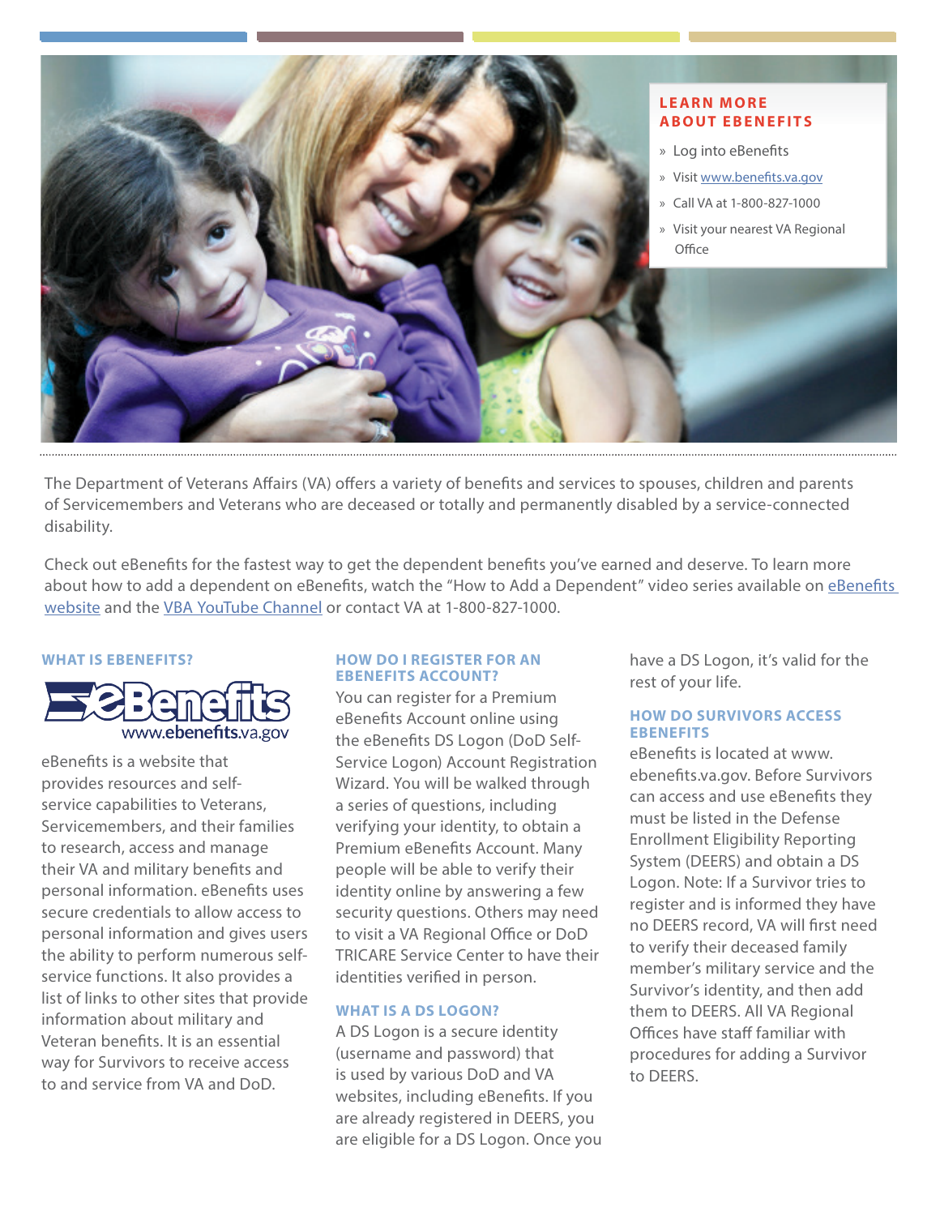## LEARN MORE ABOUT EBENEFITS

- Log into eBenefits
- Visit www.benefits.va.gov
- Call VA at 1-800-827-1000
- Visit your nearest VA Regional Office

The Department of Veterans Affairs (VA) offers a variety of benefits and services to spouses, children and parents of Servicemembers and Veterans who are deceased or totally and permanently disabled by a service-connected disability.

Check out eBenefits for the fastest way to get the dependent benefits you've earned and deserve. To learn more about how to add a dependent on eBenefits, watch the "How to Add a Dependent" video series available on eBenefits website and the VBA YouTube Channel or contact VA at 1-800-827-1000.

### WHAT IS EBENEFITS?

eBenefits
www.ebenefits.va.gov

eBenefits is a website that provides resources and self-service capabilities to Veterans, Servicemembers, and their families to research, access and manage their VA and military benefits and personal information. eBenefits uses secure credentials to allow access to personal information and gives users the ability to perform numerous self-service functions. It also provides a list of links to other sites that provide information about military and Veteran benefits. It is an essential way for Survivors to receive access to and service from VA and DoD.

### HOW DO I REGISTER FOR AN EBENEFITS ACCOUNT?

You can register for a Premium eBenefits Account online using the eBenefits DS Logon (DoD Self-Service Logon) Account Registration Wizard. You will be walked through a series of questions, including verifying your identity, to obtain a Premium eBenefits Account. Many people will be able to verify their identity online by answering a few security questions. Others may need to visit a VA Regional Office or DoD TRICARE Service Center to have their identities verified in person.

### WHAT IS A DS LOGON?

A DS Logon is a secure identity (username and password) that is used by various DoD and VA websites, including eBenefits. If you are already registered in DEERS, you are eligible for a DS Logon. Once you have a DS Logon, it's valid for the rest of your life.

### HOW DO SURVIVORS ACCESS EBENEFITS

eBenefits is located at www.ebenefits.va.gov. Before Survivors can access and use eBenefits they must be listed in the Defense Enrollment Eligibility Reporting System (DEERS) and obtain a DS Logon. Note: If a Survivor tries to register and is informed they have no DEERS record, VA will first need to verify their deceased family member's military service and the Survivor's identity, and then add them to DEERS. All VA Regional Offices have staff familiar with procedures for adding a Survivor to DEERS.